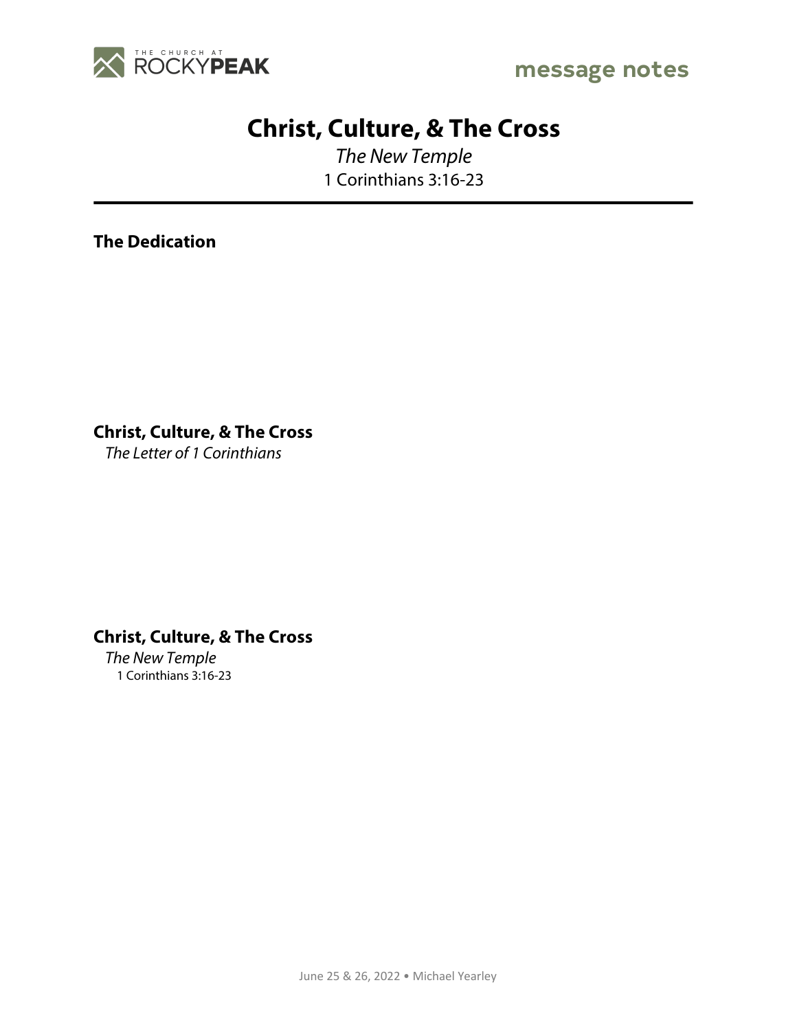THE CHURCH AT ROCKYPEAK

message notes

# Christ, Culture, & The Cross

*The New Temple*

1 Corinthians 3:16-23

---

**The Dedication**

**Christ, Culture, & The Cross**

*The Letter of 1 Corinthians*

**Christ, Culture, & The Cross**

*The New Temple*

1 Corinthians 3:16-23

June 25 & 26, 2022 • Michael Yearley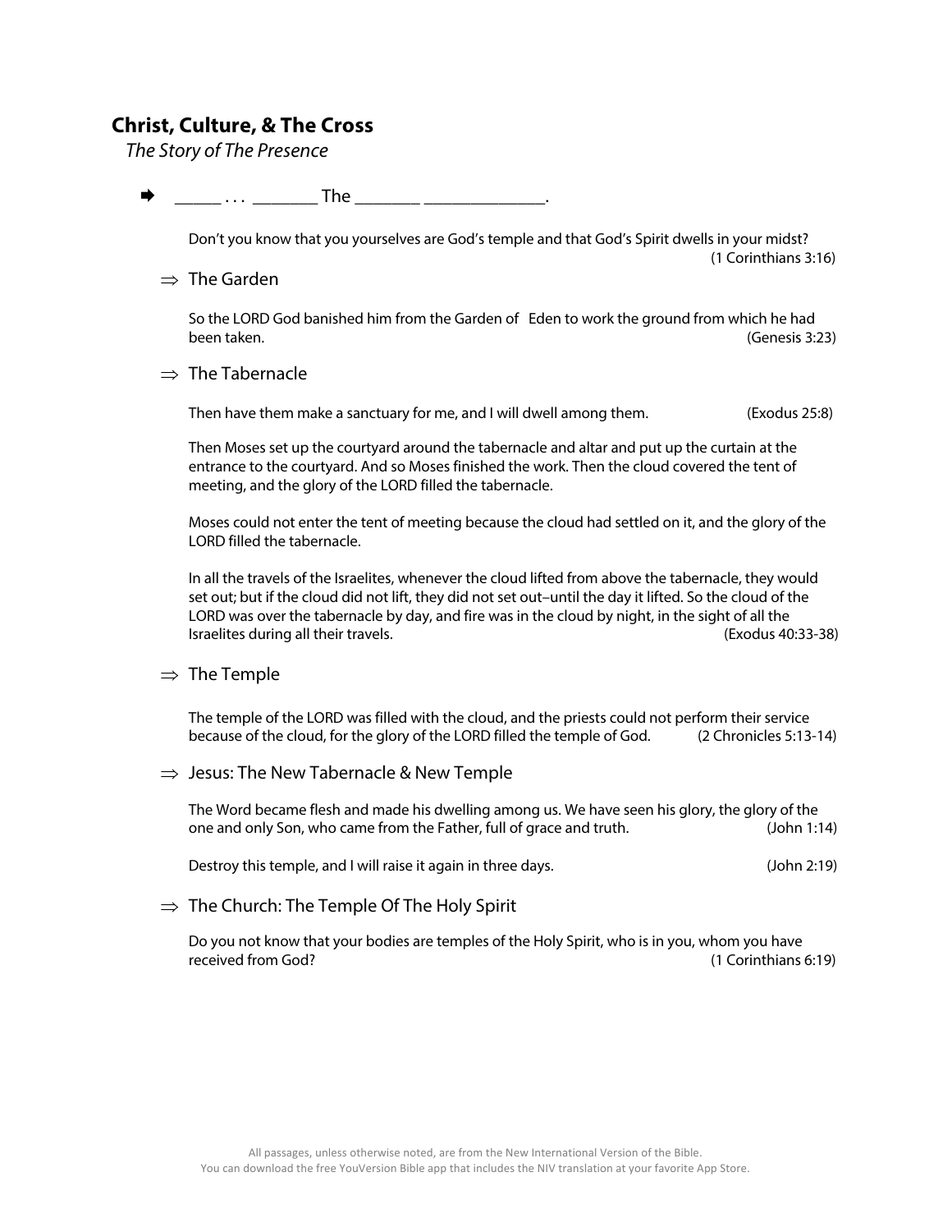# Christ, Culture, & The Cross

*The Story of The Presence*

➡ _____ . . . _______ The _______ _____________.

Don't you know that you yourselves are God's temple and that God's Spirit dwells in your midst? (1 Corinthians 3:16)

⇒ The Garden

So the LORD God banished him from the Garden of Eden to work the ground from which he had been taken. (Genesis 3:23)

⇒ The Tabernacle

Then have them make a sanctuary for me, and I will dwell among them. (Exodus 25:8)

Then Moses set up the courtyard around the tabernacle and altar and put up the curtain at the entrance to the courtyard. And so Moses finished the work. Then the cloud covered the tent of meeting, and the glory of the LORD filled the tabernacle.

Moses could not enter the tent of meeting because the cloud had settled on it, and the glory of the LORD filled the tabernacle.

In all the travels of the Israelites, whenever the cloud lifted from above the tabernacle, they would set out; but if the cloud did not lift, they did not set out–until the day it lifted. So the cloud of the LORD was over the tabernacle by day, and fire was in the cloud by night, in the sight of all the Israelites during all their travels. (Exodus 40:33-38)

⇒ The Temple

The temple of the LORD was filled with the cloud, and the priests could not perform their service because of the cloud, for the glory of the LORD filled the temple of God. (2 Chronicles 5:13-14)

⇒ Jesus: The New Tabernacle & New Temple

The Word became flesh and made his dwelling among us. We have seen his glory, the glory of the one and only Son, who came from the Father, full of grace and truth. (John 1:14)

Destroy this temple, and I will raise it again in three days. (John 2:19)

⇒ The Church: The Temple Of The Holy Spirit

Do you not know that your bodies are temples of the Holy Spirit, who is in you, whom you have received from God? (1 Corinthians 6:19)

All passages, unless otherwise noted, are from the New International Version of the Bible.
You can download the free YouVersion Bible app that includes the NIV translation at your favorite App Store.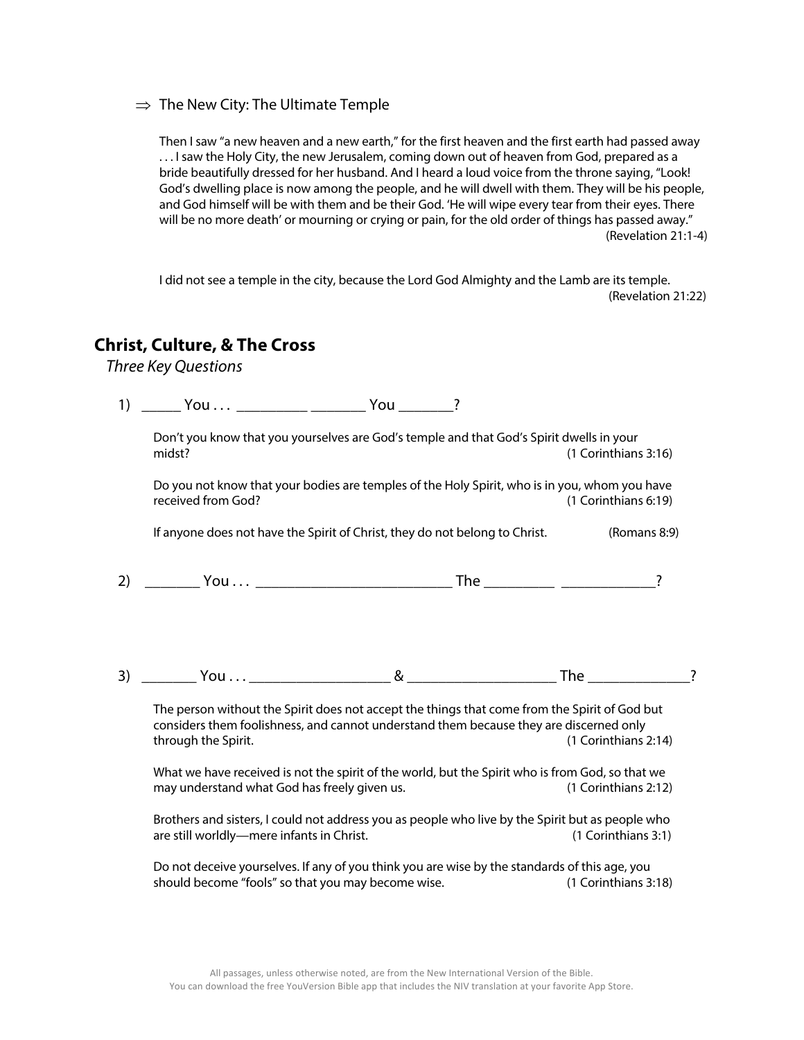⇒ The New City: The Ultimate Temple

> Then I saw "a new heaven and a new earth," for the first heaven and the first earth had passed away . . . I saw the Holy City, the new Jerusalem, coming down out of heaven from God, prepared as a bride beautifully dressed for her husband. And I heard a loud voice from the throne saying, "Look! God's dwelling place is now among the people, and he will dwell with them. They will be his people, and God himself will be with them and be their God. 'He will wipe every tear from their eyes. There will be no more death' or mourning or crying or pain, for the old order of things has passed away." (Revelation 21:1-4)

> I did not see a temple in the city, because the Lord God Almighty and the Lamb are its temple. (Revelation 21:22)

## Christ, Culture, & The Cross

*Three Key Questions*

1) _____ You . . . _________ _______ You _______?

   Don't you know that you yourselves are God's temple and that God's Spirit dwells in your midst? (1 Corinthians 3:16)

   Do you not know that your bodies are temples of the Holy Spirit, who is in you, whom you have received from God? (1 Corinthians 6:19)

   If anyone does not have the Spirit of Christ, they do not belong to Christ. (Romans 8:9)

2) _______ You . . . _________________________ The _________ ____________?

3) _______ You . . . __________________ & ___________________ The _____________?

   The person without the Spirit does not accept the things that come from the Spirit of God but considers them foolishness, and cannot understand them because they are discerned only through the Spirit. (1 Corinthians 2:14)

   What we have received is not the spirit of the world, but the Spirit who is from God, so that we may understand what God has freely given us. (1 Corinthians 2:12)

   Brothers and sisters, I could not address you as people who live by the Spirit but as people who are still worldly—mere infants in Christ. (1 Corinthians 3:1)

   Do not deceive yourselves. If any of you think you are wise by the standards of this age, you should become "fools" so that you may become wise. (1 Corinthians 3:18)

All passages, unless otherwise noted, are from the New International Version of the Bible.
You can download the free YouVersion Bible app that includes the NIV translation at your favorite App Store.